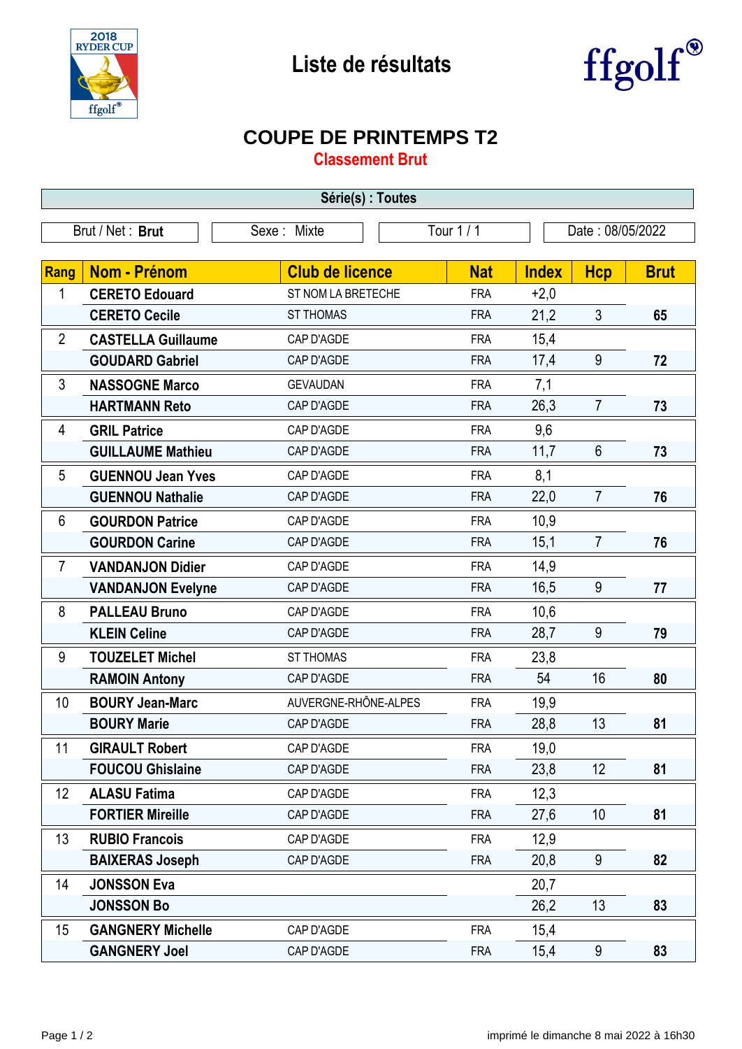# Liste de résultats

## COUPE DE PRINTEMPS T2

### Classement Brut

**Série(s) : Toutes**

| Brut / Net : **Brut** | Sexe : Mixte | Tour 1 / 1 | Date : 08/05/2022 |
|---|---|---|---|

| Rang | Nom - Prénom | Club de licence | Nat | Index | Hcp | Brut |
|---|---|---|---|---|---|---|
| 1 | **CERETO Edouard** | ST NOM LA BRETECHE | FRA | +2,0 | | |
| | **CERETO Cecile** | ST THOMAS | FRA | 21,2 | 3 | **65** |
| 2 | **CASTELLA Guillaume** | CAP D'AGDE | FRA | 15,4 | | |
| | **GOUDARD Gabriel** | CAP D'AGDE | FRA | 17,4 | 9 | **72** |
| 3 | **NASSOGNE Marco** | GEVAUDAN | FRA | 7,1 | | |
| | **HARTMANN Reto** | CAP D'AGDE | FRA | 26,3 | 7 | **73** |
| 4 | **GRIL Patrice** | CAP D'AGDE | FRA | 9,6 | | |
| | **GUILLAUME Mathieu** | CAP D'AGDE | FRA | 11,7 | 6 | **73** |
| 5 | **GUENNOU Jean Yves** | CAP D'AGDE | FRA | 8,1 | | |
| | **GUENNOU Nathalie** | CAP D'AGDE | FRA | 22,0 | 7 | **76** |
| 6 | **GOURDON Patrice** | CAP D'AGDE | FRA | 10,9 | | |
| | **GOURDON Carine** | CAP D'AGDE | FRA | 15,1 | 7 | **76** |
| 7 | **VANDANJON Didier** | CAP D'AGDE | FRA | 14,9 | | |
| | **VANDANJON Evelyne** | CAP D'AGDE | FRA | 16,5 | 9 | **77** |
| 8 | **PALLEAU Bruno** | CAP D'AGDE | FRA | 10,6 | | |
| | **KLEIN Celine** | CAP D'AGDE | FRA | 28,7 | 9 | **79** |
| 9 | **TOUZELET Michel** | ST THOMAS | FRA | 23,8 | | |
| | **RAMOIN Antony** | CAP D'AGDE | FRA | 54 | 16 | **80** |
| 10 | **BOURY Jean-Marc** | AUVERGNE-RHÔNE-ALPES | FRA | 19,9 | | |
| | **BOURY Marie** | CAP D'AGDE | FRA | 28,8 | 13 | **81** |
| 11 | **GIRAULT Robert** | CAP D'AGDE | FRA | 19,0 | | |
| | **FOUCOU Ghislaine** | CAP D'AGDE | FRA | 23,8 | 12 | **81** |
| 12 | **ALASU Fatima** | CAP D'AGDE | FRA | 12,3 | | |
| | **FORTIER Mireille** | CAP D'AGDE | FRA | 27,6 | 10 | **81** |
| 13 | **RUBIO Francois** | CAP D'AGDE | FRA | 12,9 | | |
| | **BAIXERAS Joseph** | CAP D'AGDE | FRA | 20,8 | 9 | **82** |
| 14 | **JONSSON Eva** | | | 20,7 | | |
| | **JONSSON Bo** | | | 26,2 | 13 | **83** |
| 15 | **GANGNERY Michelle** | CAP D'AGDE | FRA | 15,4 | | |
| | **GANGNERY Joel** | CAP D'AGDE | FRA | 15,4 | 9 | **83** |

imprimé le dimanche 8 mai 2022 à 16h30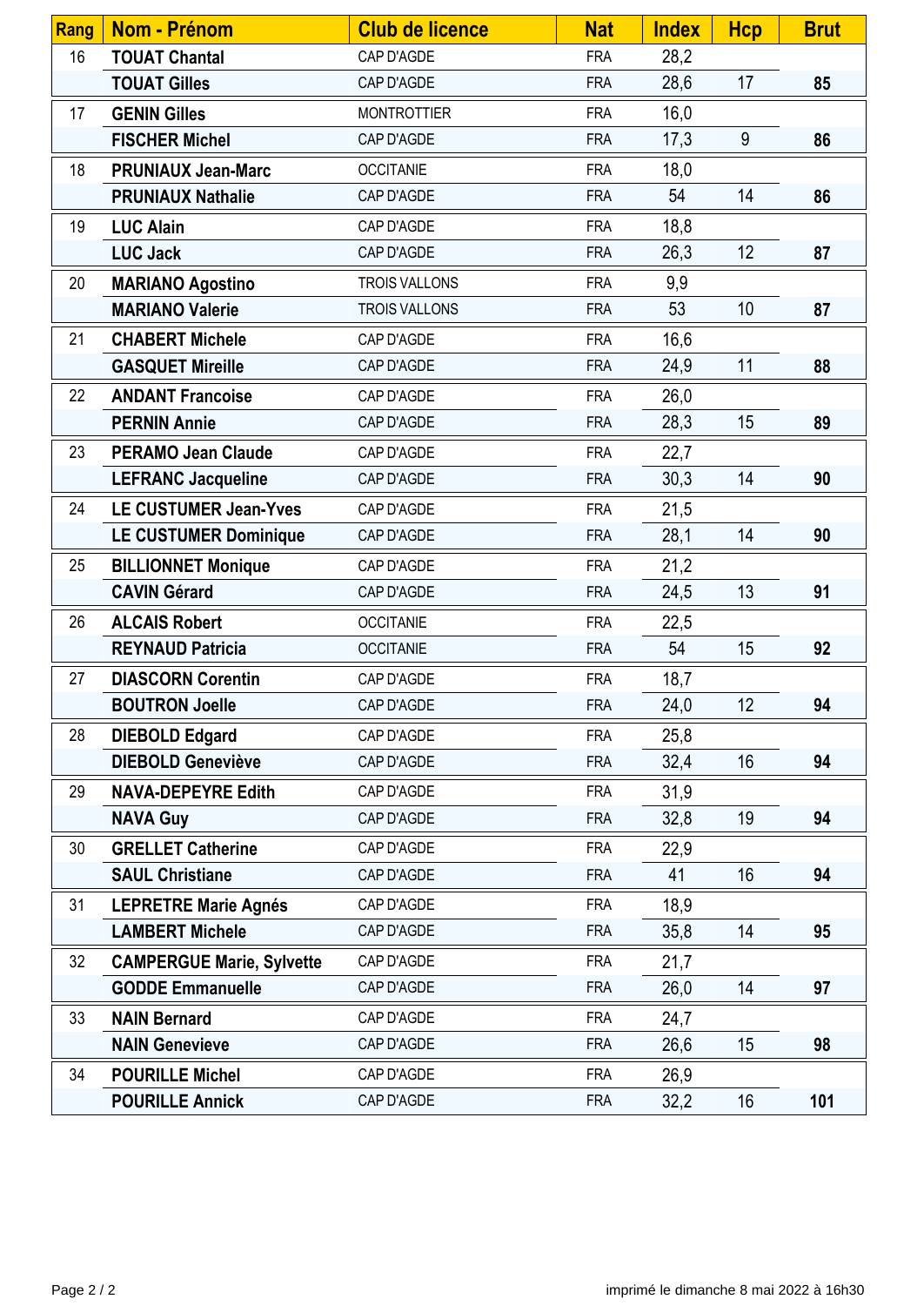| Rang | Nom - Prénom | Club de licence | Nat | Index | Hcp | Brut |
|---|---|---|---|---|---|---|
| 16 | **TOUAT Chantal** | CAP D'AGDE | FRA | 28,2 | | |
| | **TOUAT Gilles** | CAP D'AGDE | FRA | 28,6 | 17 | **85** |
| 17 | **GENIN Gilles** | MONTROTTIER | FRA | 16,0 | | |
| | **FISCHER Michel** | CAP D'AGDE | FRA | 17,3 | 9 | **86** |
| 18 | **PRUNIAUX Jean-Marc** | OCCITANIE | FRA | 18,0 | | |
| | **PRUNIAUX Nathalie** | CAP D'AGDE | FRA | 54 | 14 | **86** |
| 19 | **LUC Alain** | CAP D'AGDE | FRA | 18,8 | | |
| | **LUC Jack** | CAP D'AGDE | FRA | 26,3 | 12 | **87** |
| 20 | **MARIANO Agostino** | TROIS VALLONS | FRA | 9,9 | | |
| | **MARIANO Valerie** | TROIS VALLONS | FRA | 53 | 10 | **87** |
| 21 | **CHABERT Michele** | CAP D'AGDE | FRA | 16,6 | | |
| | **GASQUET Mireille** | CAP D'AGDE | FRA | 24,9 | 11 | **88** |
| 22 | **ANDANT Francoise** | CAP D'AGDE | FRA | 26,0 | | |
| | **PERNIN Annie** | CAP D'AGDE | FRA | 28,3 | 15 | **89** |
| 23 | **PERAMO Jean Claude** | CAP D'AGDE | FRA | 22,7 | | |
| | **LEFRANC Jacqueline** | CAP D'AGDE | FRA | 30,3 | 14 | **90** |
| 24 | **LE CUSTUMER Jean-Yves** | CAP D'AGDE | FRA | 21,5 | | |
| | **LE CUSTUMER Dominique** | CAP D'AGDE | FRA | 28,1 | 14 | **90** |
| 25 | **BILLIONNET Monique** | CAP D'AGDE | FRA | 21,2 | | |
| | **CAVIN Gérard** | CAP D'AGDE | FRA | 24,5 | 13 | **91** |
| 26 | **ALCAIS Robert** | OCCITANIE | FRA | 22,5 | | |
| | **REYNAUD Patricia** | OCCITANIE | FRA | 54 | 15 | **92** |
| 27 | **DIASCORN Corentin** | CAP D'AGDE | FRA | 18,7 | | |
| | **BOUTRON Joelle** | CAP D'AGDE | FRA | 24,0 | 12 | **94** |
| 28 | **DIEBOLD Edgard** | CAP D'AGDE | FRA | 25,8 | | |
| | **DIEBOLD Geneviève** | CAP D'AGDE | FRA | 32,4 | 16 | **94** |
| 29 | **NAVA-DEPEYRE Edith** | CAP D'AGDE | FRA | 31,9 | | |
| | **NAVA Guy** | CAP D'AGDE | FRA | 32,8 | 19 | **94** |
| 30 | **GRELLET Catherine** | CAP D'AGDE | FRA | 22,9 | | |
| | **SAUL Christiane** | CAP D'AGDE | FRA | 41 | 16 | **94** |
| 31 | **LEPRETRE Marie Agnés** | CAP D'AGDE | FRA | 18,9 | | |
| | **LAMBERT Michele** | CAP D'AGDE | FRA | 35,8 | 14 | **95** |
| 32 | **CAMPERGUE Marie, Sylvette** | CAP D'AGDE | FRA | 21,7 | | |
| | **GODDE Emmanuelle** | CAP D'AGDE | FRA | 26,0 | 14 | **97** |
| 33 | **NAIN Bernard** | CAP D'AGDE | FRA | 24,7 | | |
| | **NAIN Genevieve** | CAP D'AGDE | FRA | 26,6 | 15 | **98** |
| 34 | **POURILLE Michel** | CAP D'AGDE | FRA | 26,9 | | |
| | **POURILLE Annick** | CAP D'AGDE | FRA | 32,2 | 16 | **101** |

imprimé le dimanche 8 mai 2022 à 16h30